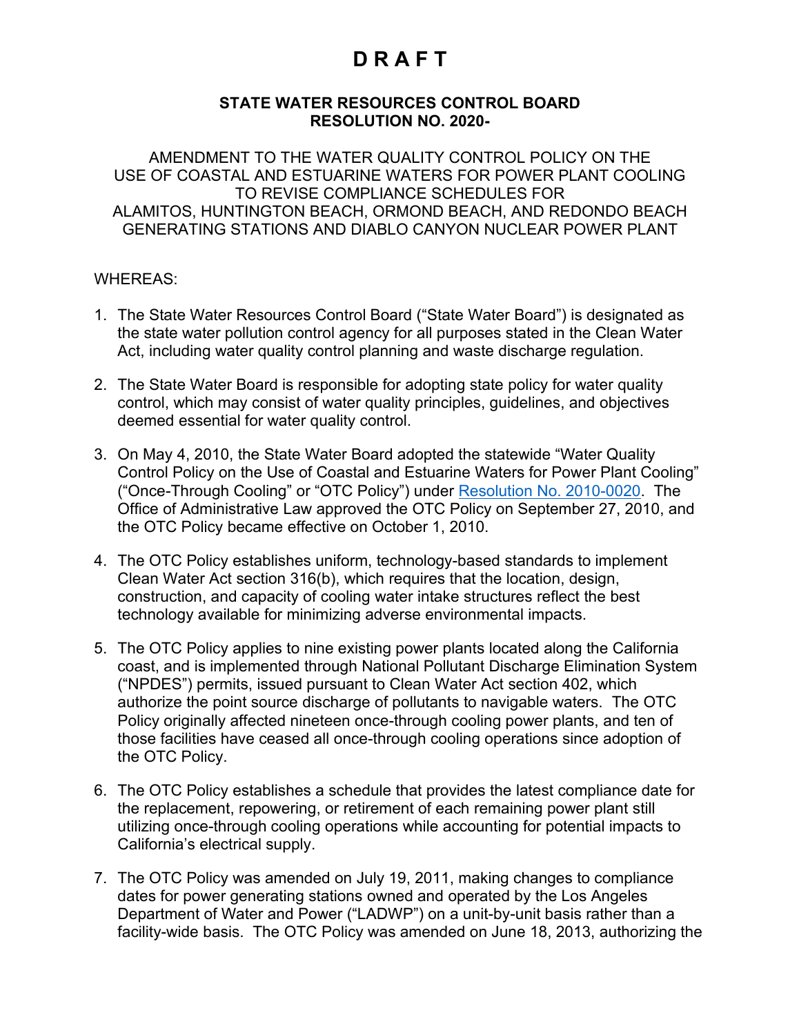# D R A F T

**STATE WATER RESOURCES CONTROL BOARD**
**RESOLUTION NO. 2020-**

AMENDMENT TO THE WATER QUALITY CONTROL POLICY ON THE USE OF COASTAL AND ESTUARINE WATERS FOR POWER PLANT COOLING TO REVISE COMPLIANCE SCHEDULES FOR ALAMITOS, HUNTINGTON BEACH, ORMOND BEACH, AND REDONDO BEACH GENERATING STATIONS AND DIABLO CANYON NUCLEAR POWER PLANT

WHEREAS:

1. The State Water Resources Control Board ("State Water Board") is designated as the state water pollution control agency for all purposes stated in the Clean Water Act, including water quality control planning and waste discharge regulation.

2. The State Water Board is responsible for adopting state policy for water quality control, which may consist of water quality principles, guidelines, and objectives deemed essential for water quality control.

3. On May 4, 2010, the State Water Board adopted the statewide "Water Quality Control Policy on the Use of Coastal and Estuarine Waters for Power Plant Cooling" ("Once-Through Cooling" or "OTC Policy") under Resolution No. 2010-0020. The Office of Administrative Law approved the OTC Policy on September 27, 2010, and the OTC Policy became effective on October 1, 2010.

4. The OTC Policy establishes uniform, technology-based standards to implement Clean Water Act section 316(b), which requires that the location, design, construction, and capacity of cooling water intake structures reflect the best technology available for minimizing adverse environmental impacts.

5. The OTC Policy applies to nine existing power plants located along the California coast, and is implemented through National Pollutant Discharge Elimination System ("NPDES") permits, issued pursuant to Clean Water Act section 402, which authorize the point source discharge of pollutants to navigable waters. The OTC Policy originally affected nineteen once-through cooling power plants, and ten of those facilities have ceased all once-through cooling operations since adoption of the OTC Policy.

6. The OTC Policy establishes a schedule that provides the latest compliance date for the replacement, repowering, or retirement of each remaining power plant still utilizing once-through cooling operations while accounting for potential impacts to California's electrical supply.

7. The OTC Policy was amended on July 19, 2011, making changes to compliance dates for power generating stations owned and operated by the Los Angeles Department of Water and Power ("LADWP") on a unit-by-unit basis rather than a facility-wide basis. The OTC Policy was amended on June 18, 2013, authorizing the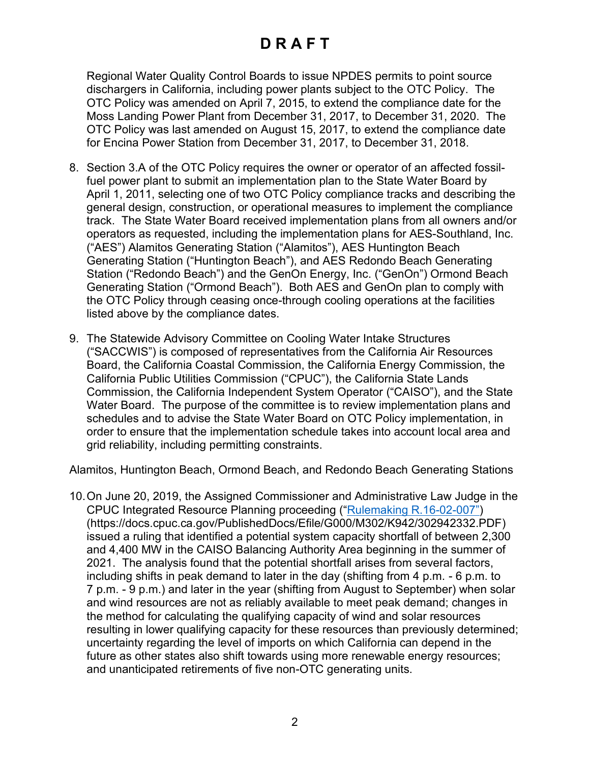Regional Water Quality Control Boards to issue NPDES permits to point source dischargers in California, including power plants subject to the OTC Policy. The OTC Policy was amended on April 7, 2015, to extend the compliance date for the Moss Landing Power Plant from December 31, 2017, to December 31, 2020. The OTC Policy was last amended on August 15, 2017, to extend the compliance date for Encina Power Station from December 31, 2017, to December 31, 2018.

8. Section 3.A of the OTC Policy requires the owner or operator of an affected fossil-fuel power plant to submit an implementation plan to the State Water Board by April 1, 2011, selecting one of two OTC Policy compliance tracks and describing the general design, construction, or operational measures to implement the compliance track. The State Water Board received implementation plans from all owners and/or operators as requested, including the implementation plans for AES-Southland, Inc. ("AES") Alamitos Generating Station ("Alamitos"), AES Huntington Beach Generating Station ("Huntington Beach"), and AES Redondo Beach Generating Station ("Redondo Beach") and the GenOn Energy, Inc. ("GenOn") Ormond Beach Generating Station ("Ormond Beach"). Both AES and GenOn plan to comply with the OTC Policy through ceasing once-through cooling operations at the facilities listed above by the compliance dates.

9. The Statewide Advisory Committee on Cooling Water Intake Structures ("SACCWIS") is composed of representatives from the California Air Resources Board, the California Coastal Commission, the California Energy Commission, the California Public Utilities Commission ("CPUC"), the California State Lands Commission, the California Independent System Operator ("CAISO"), and the State Water Board. The purpose of the committee is to review implementation plans and schedules and to advise the State Water Board on OTC Policy implementation, in order to ensure that the implementation schedule takes into account local area and grid reliability, including permitting constraints.

Alamitos, Huntington Beach, Ormond Beach, and Redondo Beach Generating Stations

10. On June 20, 2019, the Assigned Commissioner and Administrative Law Judge in the CPUC Integrated Resource Planning proceeding ("Rulemaking R.16-02-007") (https://docs.cpuc.ca.gov/PublishedDocs/Efile/G000/M302/K942/302942332.PDF) issued a ruling that identified a potential system capacity shortfall of between 2,300 and 4,400 MW in the CAISO Balancing Authority Area beginning in the summer of 2021. The analysis found that the potential shortfall arises from several factors, including shifts in peak demand to later in the day (shifting from 4 p.m. - 6 p.m. to 7 p.m. - 9 p.m.) and later in the year (shifting from August to September) when solar and wind resources are not as reliably available to meet peak demand; changes in the method for calculating the qualifying capacity of wind and solar resources resulting in lower qualifying capacity for these resources than previously determined; uncertainty regarding the level of imports on which California can depend in the future as other states also shift towards using more renewable energy resources; and unanticipated retirements of five non-OTC generating units.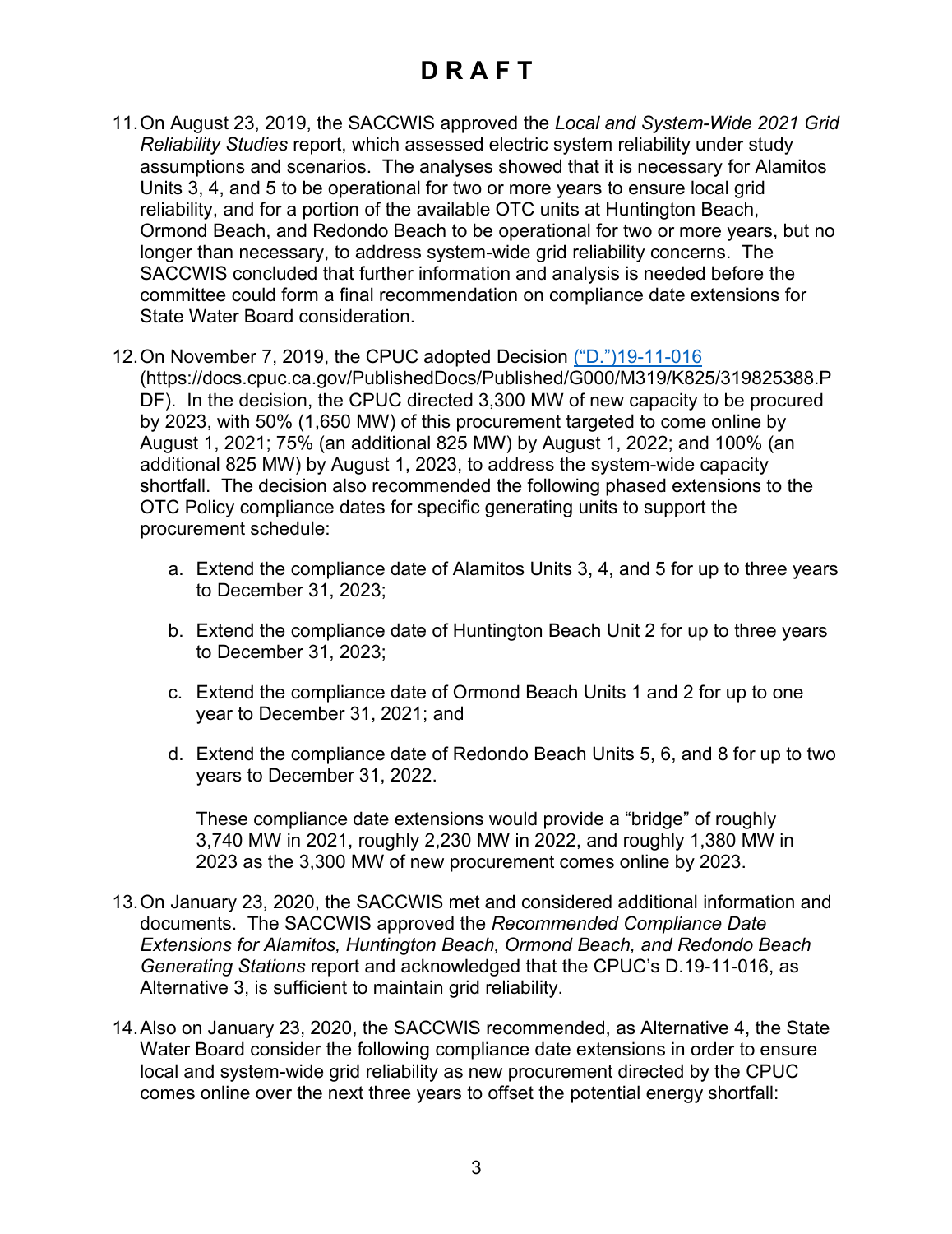11. On August 23, 2019, the SACCWIS approved the *Local and System-Wide 2021 Grid Reliability Studies* report, which assessed electric system reliability under study assumptions and scenarios. The analyses showed that it is necessary for Alamitos Units 3, 4, and 5 to be operational for two or more years to ensure local grid reliability, and for a portion of the available OTC units at Huntington Beach, Ormond Beach, and Redondo Beach to be operational for two or more years, but no longer than necessary, to address system-wide grid reliability concerns. The SACCWIS concluded that further information and analysis is needed before the committee could form a final recommendation on compliance date extensions for State Water Board consideration.

12. On November 7, 2019, the CPUC adopted Decision [("D.")19-11-016](https://docs.cpuc.ca.gov/PublishedDocs/Published/G000/M319/K825/319825388.PDF) (https://docs.cpuc.ca.gov/PublishedDocs/Published/G000/M319/K825/319825388.PDF). In the decision, the CPUC directed 3,300 MW of new capacity to be procured by 2023, with 50% (1,650 MW) of this procurement targeted to come online by August 1, 2021; 75% (an additional 825 MW) by August 1, 2022; and 100% (an additional 825 MW) by August 1, 2023, to address the system-wide capacity shortfall. The decision also recommended the following phased extensions to the OTC Policy compliance dates for specific generating units to support the procurement schedule:

    a. Extend the compliance date of Alamitos Units 3, 4, and 5 for up to three years to December 31, 2023;

    b. Extend the compliance date of Huntington Beach Unit 2 for up to three years to December 31, 2023;

    c. Extend the compliance date of Ormond Beach Units 1 and 2 for up to one year to December 31, 2021; and

    d. Extend the compliance date of Redondo Beach Units 5, 6, and 8 for up to two years to December 31, 2022.

    These compliance date extensions would provide a "bridge" of roughly 3,740 MW in 2021, roughly 2,230 MW in 2022, and roughly 1,380 MW in 2023 as the 3,300 MW of new procurement comes online by 2023.

13. On January 23, 2020, the SACCWIS met and considered additional information and documents. The SACCWIS approved the *Recommended Compliance Date Extensions for Alamitos, Huntington Beach, Ormond Beach, and Redondo Beach Generating Stations* report and acknowledged that the CPUC's D.19-11-016, as Alternative 3, is sufficient to maintain grid reliability.

14. Also on January 23, 2020, the SACCWIS recommended, as Alternative 4, the State Water Board consider the following compliance date extensions in order to ensure local and system-wide grid reliability as new procurement directed by the CPUC comes online over the next three years to offset the potential energy shortfall: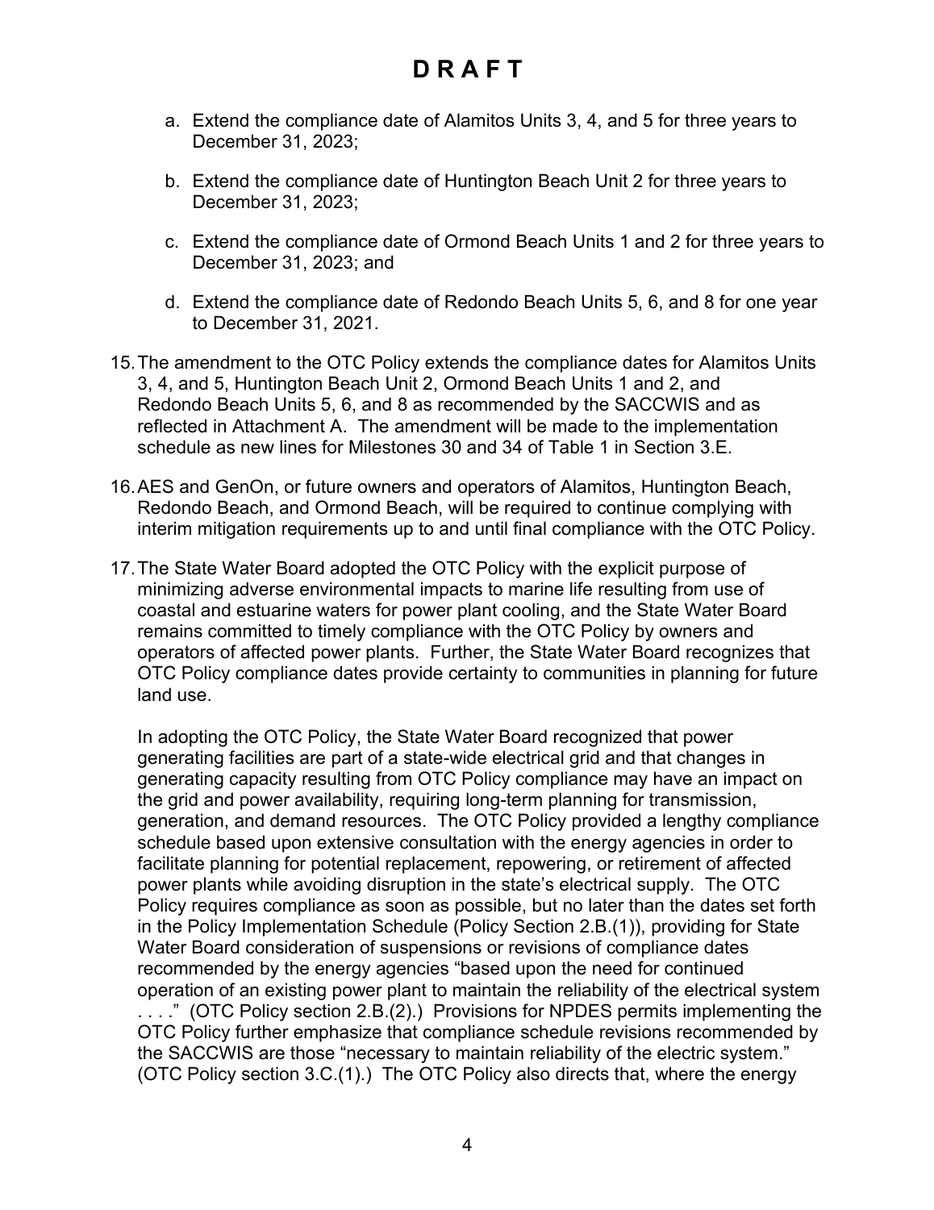a. Extend the compliance date of Alamitos Units 3, 4, and 5 for three years to December 31, 2023;

b. Extend the compliance date of Huntington Beach Unit 2 for three years to December 31, 2023;

c. Extend the compliance date of Ormond Beach Units 1 and 2 for three years to December 31, 2023; and

d. Extend the compliance date of Redondo Beach Units 5, 6, and 8 for one year to December 31, 2021.

15. The amendment to the OTC Policy extends the compliance dates for Alamitos Units 3, 4, and 5, Huntington Beach Unit 2, Ormond Beach Units 1 and 2, and Redondo Beach Units 5, 6, and 8 as recommended by the SACCWIS and as reflected in Attachment A. The amendment will be made to the implementation schedule as new lines for Milestones 30 and 34 of Table 1 in Section 3.E.

16. AES and GenOn, or future owners and operators of Alamitos, Huntington Beach, Redondo Beach, and Ormond Beach, will be required to continue complying with interim mitigation requirements up to and until final compliance with the OTC Policy.

17. The State Water Board adopted the OTC Policy with the explicit purpose of minimizing adverse environmental impacts to marine life resulting from use of coastal and estuarine waters for power plant cooling, and the State Water Board remains committed to timely compliance with the OTC Policy by owners and operators of affected power plants. Further, the State Water Board recognizes that OTC Policy compliance dates provide certainty to communities in planning for future land use.

    In adopting the OTC Policy, the State Water Board recognized that power generating facilities are part of a state-wide electrical grid and that changes in generating capacity resulting from OTC Policy compliance may have an impact on the grid and power availability, requiring long-term planning for transmission, generation, and demand resources. The OTC Policy provided a lengthy compliance schedule based upon extensive consultation with the energy agencies in order to facilitate planning for potential replacement, repowering, or retirement of affected power plants while avoiding disruption in the state's electrical supply. The OTC Policy requires compliance as soon as possible, but no later than the dates set forth in the Policy Implementation Schedule (Policy Section 2.B.(1)), providing for State Water Board consideration of suspensions or revisions of compliance dates recommended by the energy agencies "based upon the need for continued operation of an existing power plant to maintain the reliability of the electrical system . . . ." (OTC Policy section 2.B.(2).) Provisions for NPDES permits implementing the OTC Policy further emphasize that compliance schedule revisions recommended by the SACCWIS are those "necessary to maintain reliability of the electric system." (OTC Policy section 3.C.(1).) The OTC Policy also directs that, where the energy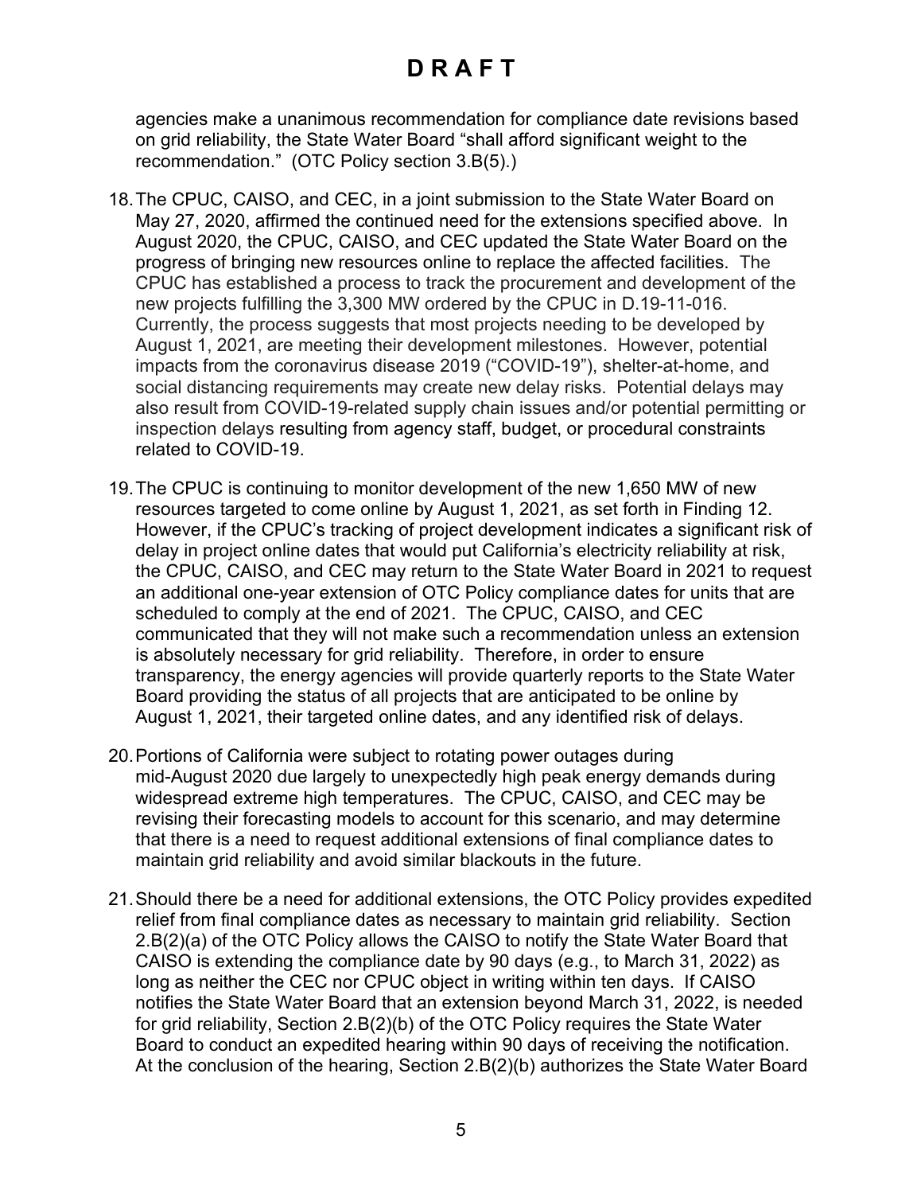# D R A F T

agencies make a unanimous recommendation for compliance date revisions based on grid reliability, the State Water Board "shall afford significant weight to the recommendation." (OTC Policy section 3.B(5).)

18. The CPUC, CAISO, and CEC, in a joint submission to the State Water Board on May 27, 2020, affirmed the continued need for the extensions specified above. In August 2020, the CPUC, CAISO, and CEC updated the State Water Board on the progress of bringing new resources online to replace the affected facilities. The CPUC has established a process to track the procurement and development of the new projects fulfilling the 3,300 MW ordered by the CPUC in D.19-11-016. Currently, the process suggests that most projects needing to be developed by August 1, 2021, are meeting their development milestones. However, potential impacts from the coronavirus disease 2019 ("COVID-19"), shelter-at-home, and social distancing requirements may create new delay risks. Potential delays may also result from COVID-19-related supply chain issues and/or potential permitting or inspection delays resulting from agency staff, budget, or procedural constraints related to COVID-19.

19. The CPUC is continuing to monitor development of the new 1,650 MW of new resources targeted to come online by August 1, 2021, as set forth in Finding 12. However, if the CPUC's tracking of project development indicates a significant risk of delay in project online dates that would put California's electricity reliability at risk, the CPUC, CAISO, and CEC may return to the State Water Board in 2021 to request an additional one-year extension of OTC Policy compliance dates for units that are scheduled to comply at the end of 2021. The CPUC, CAISO, and CEC communicated that they will not make such a recommendation unless an extension is absolutely necessary for grid reliability. Therefore, in order to ensure transparency, the energy agencies will provide quarterly reports to the State Water Board providing the status of all projects that are anticipated to be online by August 1, 2021, their targeted online dates, and any identified risk of delays.

20. Portions of California were subject to rotating power outages during mid-August 2020 due largely to unexpectedly high peak energy demands during widespread extreme high temperatures. The CPUC, CAISO, and CEC may be revising their forecasting models to account for this scenario, and may determine that there is a need to request additional extensions of final compliance dates to maintain grid reliability and avoid similar blackouts in the future.

21. Should there be a need for additional extensions, the OTC Policy provides expedited relief from final compliance dates as necessary to maintain grid reliability. Section 2.B(2)(a) of the OTC Policy allows the CAISO to notify the State Water Board that CAISO is extending the compliance date by 90 days (e.g., to March 31, 2022) as long as neither the CEC nor CPUC object in writing within ten days. If CAISO notifies the State Water Board that an extension beyond March 31, 2022, is needed for grid reliability, Section 2.B(2)(b) of the OTC Policy requires the State Water Board to conduct an expedited hearing within 90 days of receiving the notification. At the conclusion of the hearing, Section 2.B(2)(b) authorizes the State Water Board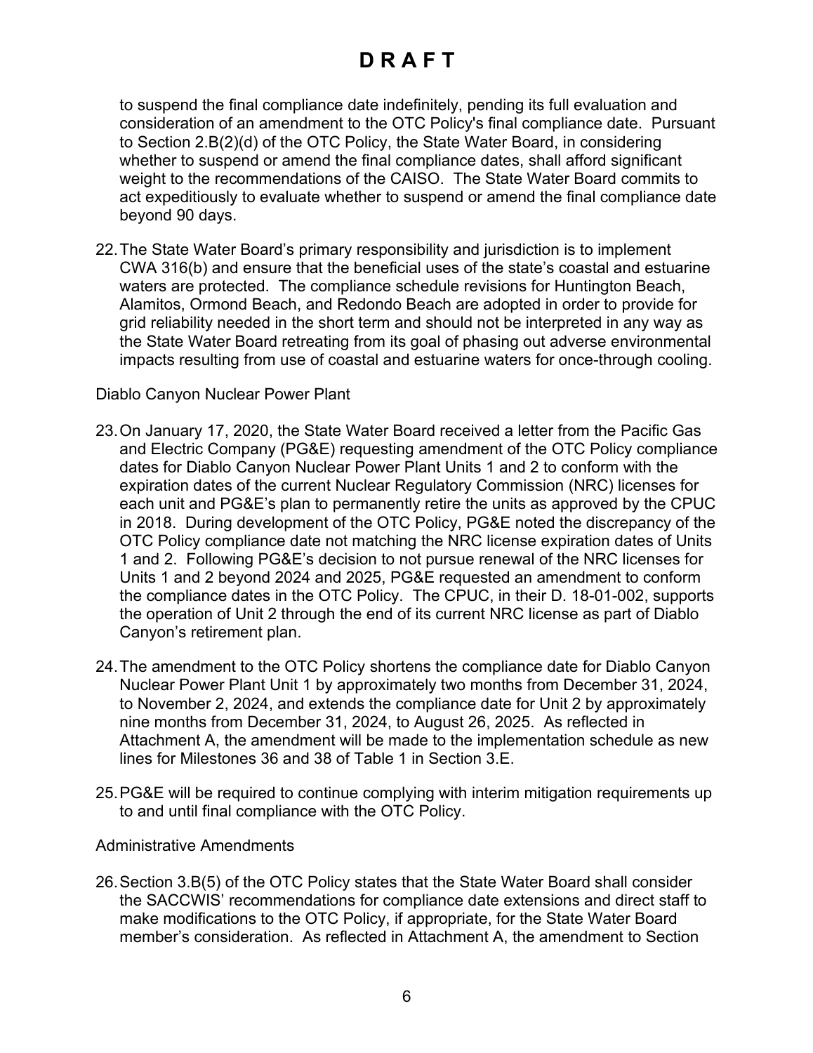to suspend the final compliance date indefinitely, pending its full evaluation and consideration of an amendment to the OTC Policy's final compliance date. Pursuant to Section 2.B(2)(d) of the OTC Policy, the State Water Board, in considering whether to suspend or amend the final compliance dates, shall afford significant weight to the recommendations of the CAISO. The State Water Board commits to act expeditiously to evaluate whether to suspend or amend the final compliance date beyond 90 days.

22. The State Water Board's primary responsibility and jurisdiction is to implement CWA 316(b) and ensure that the beneficial uses of the state's coastal and estuarine waters are protected. The compliance schedule revisions for Huntington Beach, Alamitos, Ormond Beach, and Redondo Beach are adopted in order to provide for grid reliability needed in the short term and should not be interpreted in any way as the State Water Board retreating from its goal of phasing out adverse environmental impacts resulting from use of coastal and estuarine waters for once-through cooling.

Diablo Canyon Nuclear Power Plant

23. On January 17, 2020, the State Water Board received a letter from the Pacific Gas and Electric Company (PG&E) requesting amendment of the OTC Policy compliance dates for Diablo Canyon Nuclear Power Plant Units 1 and 2 to conform with the expiration dates of the current Nuclear Regulatory Commission (NRC) licenses for each unit and PG&E's plan to permanently retire the units as approved by the CPUC in 2018. During development of the OTC Policy, PG&E noted the discrepancy of the OTC Policy compliance date not matching the NRC license expiration dates of Units 1 and 2. Following PG&E's decision to not pursue renewal of the NRC licenses for Units 1 and 2 beyond 2024 and 2025, PG&E requested an amendment to conform the compliance dates in the OTC Policy. The CPUC, in their D. 18-01-002, supports the operation of Unit 2 through the end of its current NRC license as part of Diablo Canyon's retirement plan.

24. The amendment to the OTC Policy shortens the compliance date for Diablo Canyon Nuclear Power Plant Unit 1 by approximately two months from December 31, 2024, to November 2, 2024, and extends the compliance date for Unit 2 by approximately nine months from December 31, 2024, to August 26, 2025. As reflected in Attachment A, the amendment will be made to the implementation schedule as new lines for Milestones 36 and 38 of Table 1 in Section 3.E.

25. PG&E will be required to continue complying with interim mitigation requirements up to and until final compliance with the OTC Policy.

Administrative Amendments

26. Section 3.B(5) of the OTC Policy states that the State Water Board shall consider the SACCWIS' recommendations for compliance date extensions and direct staff to make modifications to the OTC Policy, if appropriate, for the State Water Board member's consideration. As reflected in Attachment A, the amendment to Section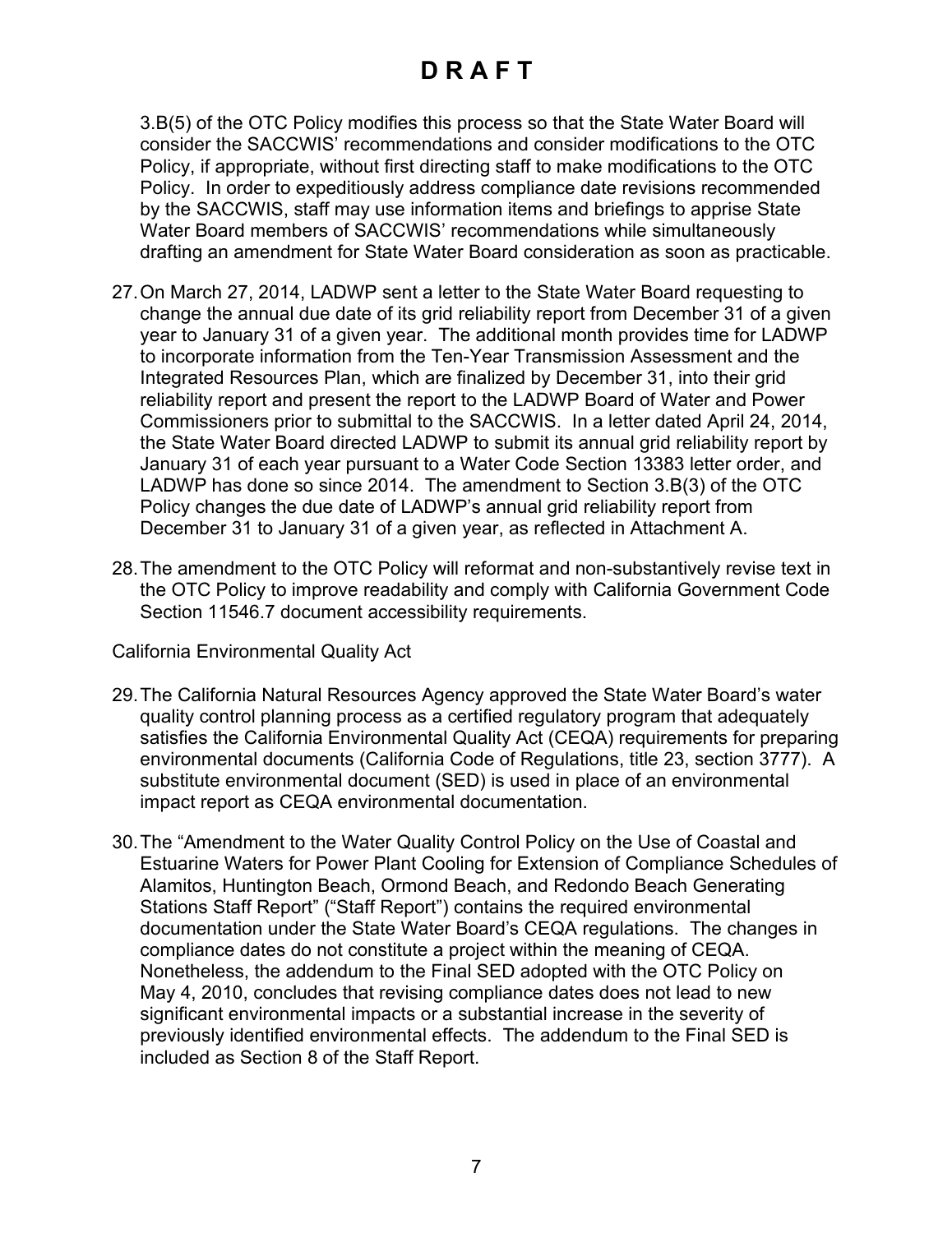3.B(5) of the OTC Policy modifies this process so that the State Water Board will consider the SACCWIS' recommendations and consider modifications to the OTC Policy, if appropriate, without first directing staff to make modifications to the OTC Policy. In order to expeditiously address compliance date revisions recommended by the SACCWIS, staff may use information items and briefings to apprise State Water Board members of SACCWIS' recommendations while simultaneously drafting an amendment for State Water Board consideration as soon as practicable.

27. On March 27, 2014, LADWP sent a letter to the State Water Board requesting to change the annual due date of its grid reliability report from December 31 of a given year to January 31 of a given year. The additional month provides time for LADWP to incorporate information from the Ten-Year Transmission Assessment and the Integrated Resources Plan, which are finalized by December 31, into their grid reliability report and present the report to the LADWP Board of Water and Power Commissioners prior to submittal to the SACCWIS. In a letter dated April 24, 2014, the State Water Board directed LADWP to submit its annual grid reliability report by January 31 of each year pursuant to a Water Code Section 13383 letter order, and LADWP has done so since 2014. The amendment to Section 3.B(3) of the OTC Policy changes the due date of LADWP's annual grid reliability report from December 31 to January 31 of a given year, as reflected in Attachment A.

28. The amendment to the OTC Policy will reformat and non-substantively revise text in the OTC Policy to improve readability and comply with California Government Code Section 11546.7 document accessibility requirements.

California Environmental Quality Act

29. The California Natural Resources Agency approved the State Water Board's water quality control planning process as a certified regulatory program that adequately satisfies the California Environmental Quality Act (CEQA) requirements for preparing environmental documents (California Code of Regulations, title 23, section 3777). A substitute environmental document (SED) is used in place of an environmental impact report as CEQA environmental documentation.

30. The "Amendment to the Water Quality Control Policy on the Use of Coastal and Estuarine Waters for Power Plant Cooling for Extension of Compliance Schedules of Alamitos, Huntington Beach, Ormond Beach, and Redondo Beach Generating Stations Staff Report" ("Staff Report") contains the required environmental documentation under the State Water Board's CEQA regulations. The changes in compliance dates do not constitute a project within the meaning of CEQA. Nonetheless, the addendum to the Final SED adopted with the OTC Policy on May 4, 2010, concludes that revising compliance dates does not lead to new significant environmental impacts or a substantial increase in the severity of previously identified environmental effects. The addendum to the Final SED is included as Section 8 of the Staff Report.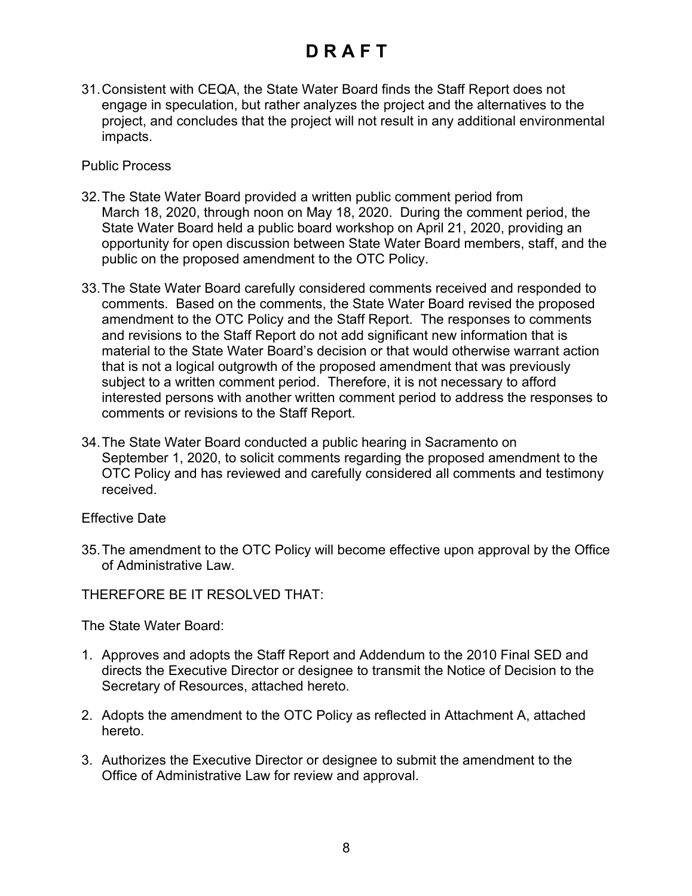# D R A F T

31. Consistent with CEQA, the State Water Board finds the Staff Report does not engage in speculation, but rather analyzes the project and the alternatives to the project, and concludes that the project will not result in any additional environmental impacts.

Public Process

32. The State Water Board provided a written public comment period from March 18, 2020, through noon on May 18, 2020. During the comment period, the State Water Board held a public board workshop on April 21, 2020, providing an opportunity for open discussion between State Water Board members, staff, and the public on the proposed amendment to the OTC Policy.

33. The State Water Board carefully considered comments received and responded to comments. Based on the comments, the State Water Board revised the proposed amendment to the OTC Policy and the Staff Report. The responses to comments and revisions to the Staff Report do not add significant new information that is material to the State Water Board's decision or that would otherwise warrant action that is not a logical outgrowth of the proposed amendment that was previously subject to a written comment period. Therefore, it is not necessary to afford interested persons with another written comment period to address the responses to comments or revisions to the Staff Report.

34. The State Water Board conducted a public hearing in Sacramento on September 1, 2020, to solicit comments regarding the proposed amendment to the OTC Policy and has reviewed and carefully considered all comments and testimony received.

Effective Date

35. The amendment to the OTC Policy will become effective upon approval by the Office of Administrative Law.

THEREFORE BE IT RESOLVED THAT:

The State Water Board:

1. Approves and adopts the Staff Report and Addendum to the 2010 Final SED and directs the Executive Director or designee to transmit the Notice of Decision to the Secretary of Resources, attached hereto.
2. Adopts the amendment to the OTC Policy as reflected in Attachment A, attached hereto.
3. Authorizes the Executive Director or designee to submit the amendment to the Office of Administrative Law for review and approval.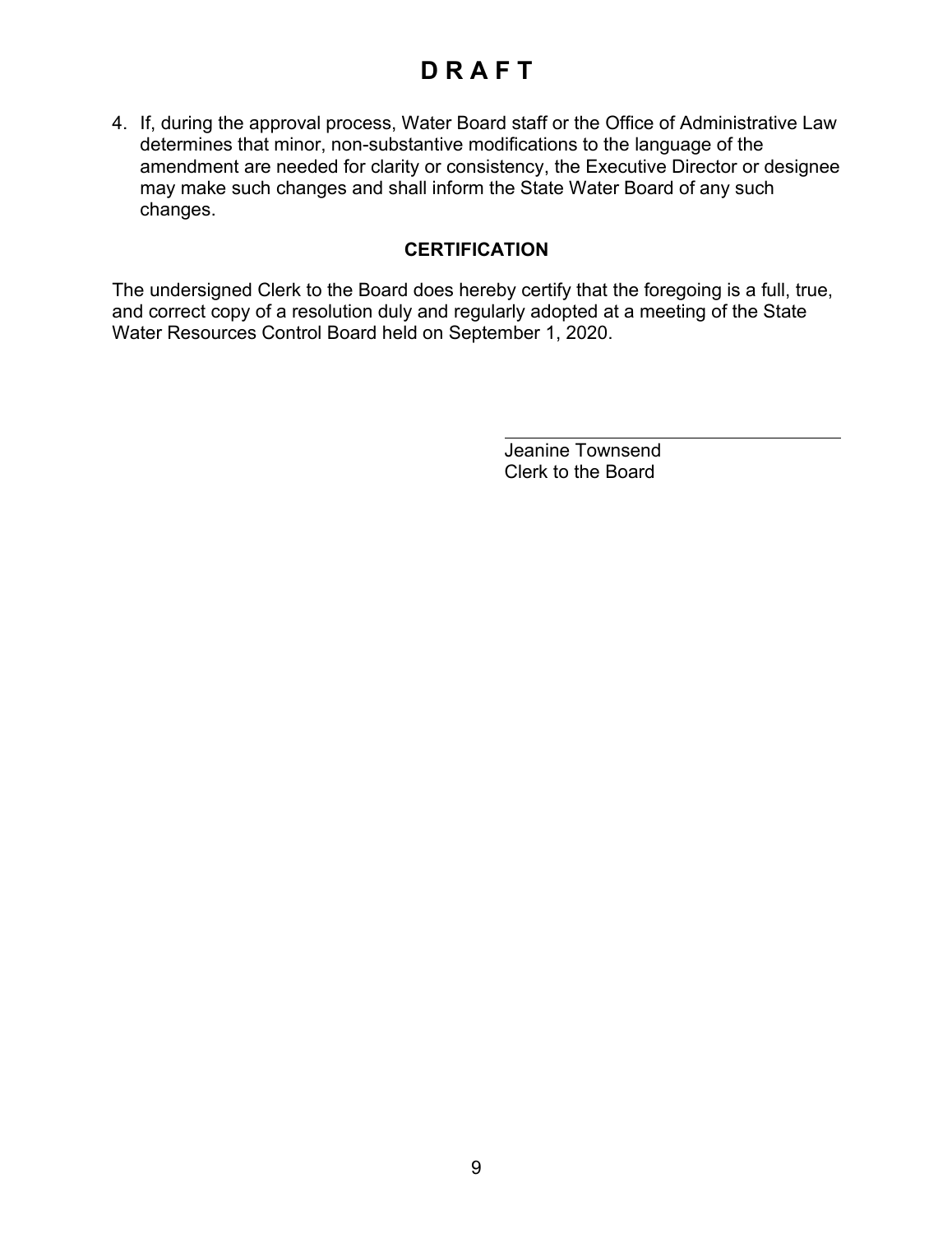# D R A F T

4. If, during the approval process, Water Board staff or the Office of Administrative Law determines that minor, non-substantive modifications to the language of the amendment are needed for clarity or consistency, the Executive Director or designee may make such changes and shall inform the State Water Board of any such changes.

**CERTIFICATION**

The undersigned Clerk to the Board does hereby certify that the foregoing is a full, true, and correct copy of a resolution duly and regularly adopted at a meeting of the State Water Resources Control Board held on September 1, 2020.

\_\_\_\_\_\_\_\_\_\_\_\_\_\_\_\_\_\_\_\_\_\_\_\_\_\_\_\_\_\_\_\_\_\_\_\_

Jeanine Townsend
Clerk to the Board